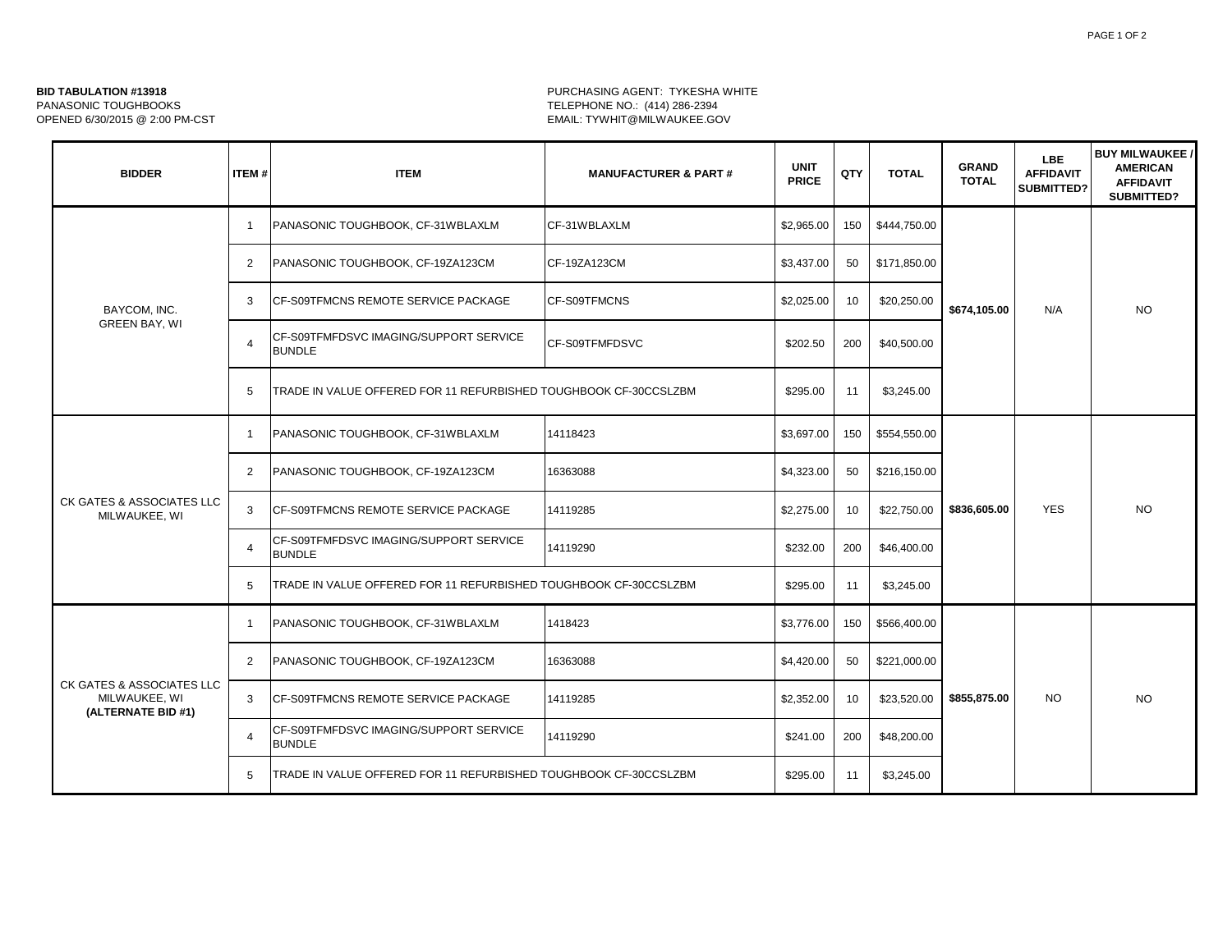**BID TABULATION #13918**
PANASONIC TOUGHBOOKS
OPENED 6/30/2015 @ 2:00 PM-CST

PURCHASING AGENT: TYKESHA WHITE
TELEPHONE NO.: (414) 286-2394
EMAIL: TYWHIT@MILWAUKEE.GOV

| BIDDER | ITEM # | ITEM | MANUFACTURER & PART # | UNIT PRICE | QTY | TOTAL | GRAND TOTAL | LBE AFFIDAVIT SUBMITTED? | BUY MILWAUKEE / AMERICAN AFFIDAVIT SUBMITTED? |
|---|---|---|---|---|---|---|---|---|---|
| BAYCOM, INC. GREEN BAY, WI | 1 | PANASONIC TOUGHBOOK, CF-31WBLAXLM | CF-31WBLAXLM | $2,965.00 | 150 | $444,750.00 | $674,105.00 | N/A | NO |
| | 2 | PANASONIC TOUGHBOOK, CF-19ZA123CM | CF-19ZA123CM | $3,437.00 | 50 | $171,850.00 | | | |
| | 3 | CF-S09TFMCNS REMOTE SERVICE PACKAGE | CF-S09TFMCNS | $2,025.00 | 10 | $20,250.00 | | | |
| | 4 | CF-S09TFMFDSVC IMAGING/SUPPORT SERVICE BUNDLE | CF-S09TFMFDSVC | $202.50 | 200 | $40,500.00 | | | |
| | 5 | TRADE IN VALUE OFFERED FOR 11 REFURBISHED TOUGHBOOK CF-30CCSLZBM | | $295.00 | 11 | $3,245.00 | | | |
| CK GATES & ASSOCIATES LLC MILWAUKEE, WI | 1 | PANASONIC TOUGHBOOK, CF-31WBLAXLM | 14118423 | $3,697.00 | 150 | $554,550.00 | $836,605.00 | YES | NO |
| | 2 | PANASONIC TOUGHBOOK, CF-19ZA123CM | 16363088 | $4,323.00 | 50 | $216,150.00 | | | |
| | 3 | CF-S09TFMCNS REMOTE SERVICE PACKAGE | 14119285 | $2,275.00 | 10 | $22,750.00 | | | |
| | 4 | CF-S09TFMFDSVC IMAGING/SUPPORT SERVICE BUNDLE | 14119290 | $232.00 | 200 | $46,400.00 | | | |
| | 5 | TRADE IN VALUE OFFERED FOR 11 REFURBISHED TOUGHBOOK CF-30CCSLZBM | | $295.00 | 11 | $3,245.00 | | | |
| CK GATES & ASSOCIATES LLC MILWAUKEE, WI **(ALTERNATE BID #1)** | 1 | PANASONIC TOUGHBOOK, CF-31WBLAXLM | 1418423 | $3,776.00 | 150 | $566,400.00 | $855,875.00 | NO | NO |
| | 2 | PANASONIC TOUGHBOOK, CF-19ZA123CM | 16363088 | $4,420.00 | 50 | $221,000.00 | | | |
| | 3 | CF-S09TFMCNS REMOTE SERVICE PACKAGE | 14119285 | $2,352.00 | 10 | $23,520.00 | | | |
| | 4 | CF-S09TFMFDSVC IMAGING/SUPPORT SERVICE BUNDLE | 14119290 | $241.00 | 200 | $48,200.00 | | | |
| | 5 | TRADE IN VALUE OFFERED FOR 11 REFURBISHED TOUGHBOOK CF-30CCSLZBM | | $295.00 | 11 | $3,245.00 | | | |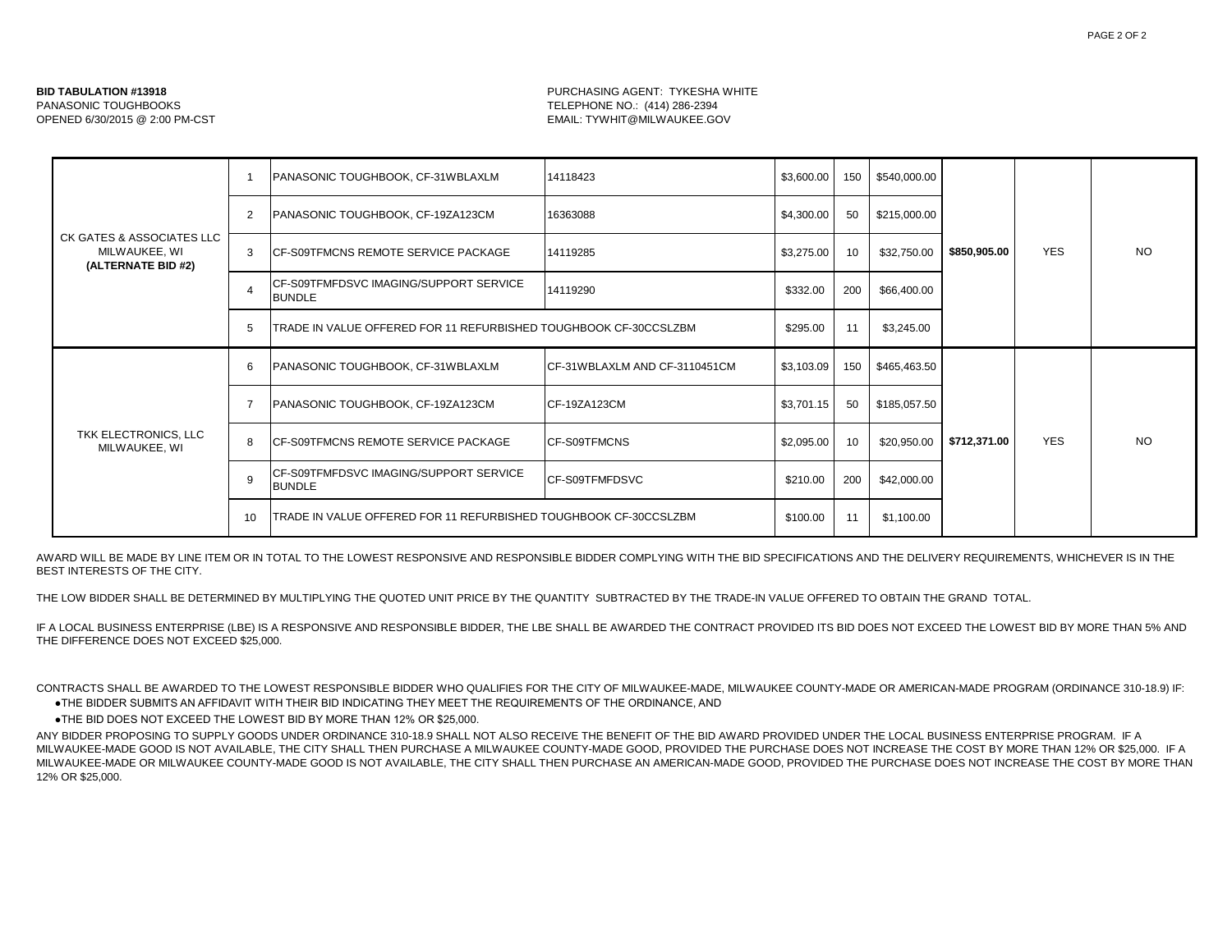**BID TABULATION #13918**
PANASONIC TOUGHBOOKS
OPENED 6/30/2015 @ 2:00 PM-CST

PURCHASING AGENT: TYKESHA WHITE
TELEPHONE NO.: (414) 286-2394
EMAIL: TYWHIT@MILWAUKEE.GOV

| | | | | | | | | | |
|---|---|---|---|---|---|---|---|---|---|
| CK GATES & ASSOCIATES LLC MILWAUKEE, WI **(ALTERNATE BID #2)** | 1 | PANASONIC TOUGHBOOK, CF-31WBLAXLM | 14118423 | $3,600.00 | 150 | $540,000.00 | **$850,905.00** | YES | NO |
| | 2 | PANASONIC TOUGHBOOK, CF-19ZA123CM | 16363088 | $4,300.00 | 50 | $215,000.00 | | | |
| | 3 | CF-S09TFMCNS REMOTE SERVICE PACKAGE | 14119285 | $3,275.00 | 10 | $32,750.00 | | | |
| | 4 | CF-S09TFMFDSVC IMAGING/SUPPORT SERVICE BUNDLE | 14119290 | $332.00 | 200 | $66,400.00 | | | |
| | 5 | TRADE IN VALUE OFFERED FOR 11 REFURBISHED TOUGHBOOK CF-30CCSLZBM | | $295.00 | 11 | $3,245.00 | | | |
| TKK ELECTRONICS, LLC MILWAUKEE, WI | 6 | PANASONIC TOUGHBOOK, CF-31WBLAXLM | CF-31WBLAXLM AND CF-3110451CM | $3,103.09 | 150 | $465,463.50 | **$712,371.00** | YES | NO |
| | 7 | PANASONIC TOUGHBOOK, CF-19ZA123CM | CF-19ZA123CM | $3,701.15 | 50 | $185,057.50 | | | |
| | 8 | CF-S09TFMCNS REMOTE SERVICE PACKAGE | CF-S09TFMCNS | $2,095.00 | 10 | $20,950.00 | | | |
| | 9 | CF-S09TFMFDSVC IMAGING/SUPPORT SERVICE BUNDLE | CF-S09TFMFDSVC | $210.00 | 200 | $42,000.00 | | | |
| | 10 | TRADE IN VALUE OFFERED FOR 11 REFURBISHED TOUGHBOOK CF-30CCSLZBM | | $100.00 | 11 | $1,100.00 | | | |

AWARD WILL BE MADE BY LINE ITEM OR IN TOTAL TO THE LOWEST RESPONSIVE AND RESPONSIBLE BIDDER COMPLYING WITH THE BID SPECIFICATIONS AND THE DELIVERY REQUIREMENTS, WHICHEVER IS IN THE BEST INTERESTS OF THE CITY.

THE LOW BIDDER SHALL BE DETERMINED BY MULTIPLYING THE QUOTED UNIT PRICE BY THE QUANTITY SUBTRACTED BY THE TRADE-IN VALUE OFFERED TO OBTAIN THE GRAND TOTAL.

IF A LOCAL BUSINESS ENTERPRISE (LBE) IS A RESPONSIVE AND RESPONSIBLE BIDDER, THE LBE SHALL BE AWARDED THE CONTRACT PROVIDED ITS BID DOES NOT EXCEED THE LOWEST BID BY MORE THAN 5% AND THE DIFFERENCE DOES NOT EXCEED $25,000.

CONTRACTS SHALL BE AWARDED TO THE LOWEST RESPONSIBLE BIDDER WHO QUALIFIES FOR THE CITY OF MILWAUKEE-MADE, MILWAUKEE COUNTY-MADE OR AMERICAN-MADE PROGRAM (ORDINANCE 310-18.9) IF:

- THE BIDDER SUBMITS AN AFFIDAVIT WITH THEIR BID INDICATING THEY MEET THE REQUIREMENTS OF THE ORDINANCE, AND
- THE BID DOES NOT EXCEED THE LOWEST BID BY MORE THAN 12% OR $25,000.

ANY BIDDER PROPOSING TO SUPPLY GOODS UNDER ORDINANCE 310-18.9 SHALL NOT ALSO RECEIVE THE BENEFIT OF THE BID AWARD PROVIDED UNDER THE LOCAL BUSINESS ENTERPRISE PROGRAM. IF A MILWAUKEE-MADE GOOD IS NOT AVAILABLE, THE CITY SHALL THEN PURCHASE A MILWAUKEE COUNTY-MADE GOOD, PROVIDED THE PURCHASE DOES NOT INCREASE THE COST BY MORE THAN 12% OR $25,000. IF A MILWAUKEE-MADE OR MILWAUKEE COUNTY-MADE GOOD IS NOT AVAILABLE, THE CITY SHALL THEN PURCHASE AN AMERICAN-MADE GOOD, PROVIDED THE PURCHASE DOES NOT INCREASE THE COST BY MORE THAN 12% OR $25,000.